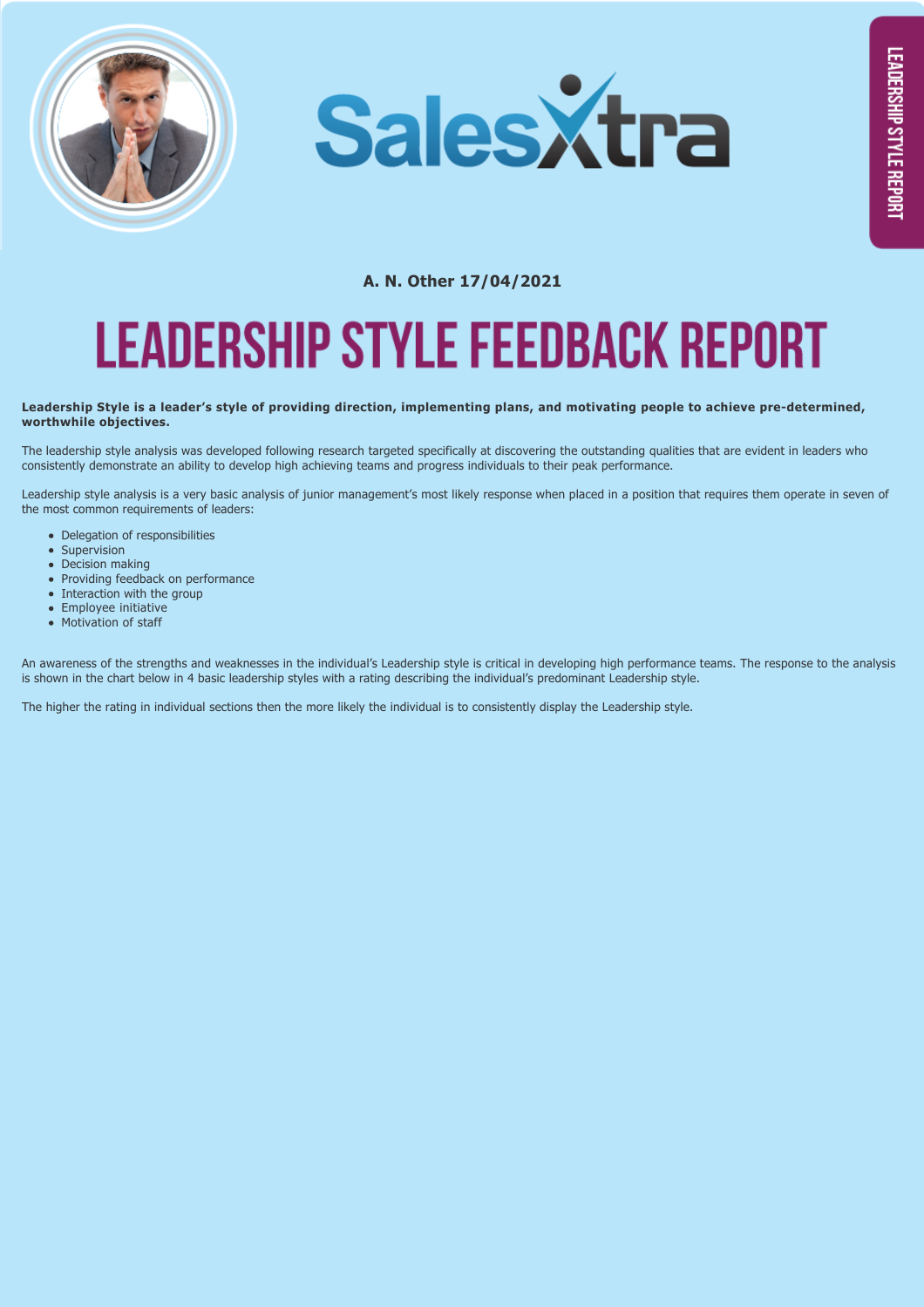**A. N. Other 17/04/2021**

# LEADERSHIP STYLE FEEDBACK REPORT

**Leadership Style is a leader's style of providing direction, implementing plans, and motivating people to achieve pre-determined, worthwhile objectives.**

The leadership style analysis was developed following research targeted specifically at discovering the outstanding qualities that are evident in leaders who consistently demonstrate an ability to develop high achieving teams and progress individuals to their peak performance.

Leadership style analysis is a very basic analysis of junior management's most likely response when placed in a position that requires them operate in seven of the most common requirements of leaders:

- Delegation of responsibilities
- Supervision
- Decision making
- Providing feedback on performance
- Interaction with the group
- Employee initiative
- Motivation of staff

An awareness of the strengths and weaknesses in the individual's Leadership style is critical in developing high performance teams. The response to the analysis is shown in the chart below in 4 basic leadership styles with a rating describing the individual's predominant Leadership style.

The higher the rating in individual sections then the more likely the individual is to consistently display the Leadership style.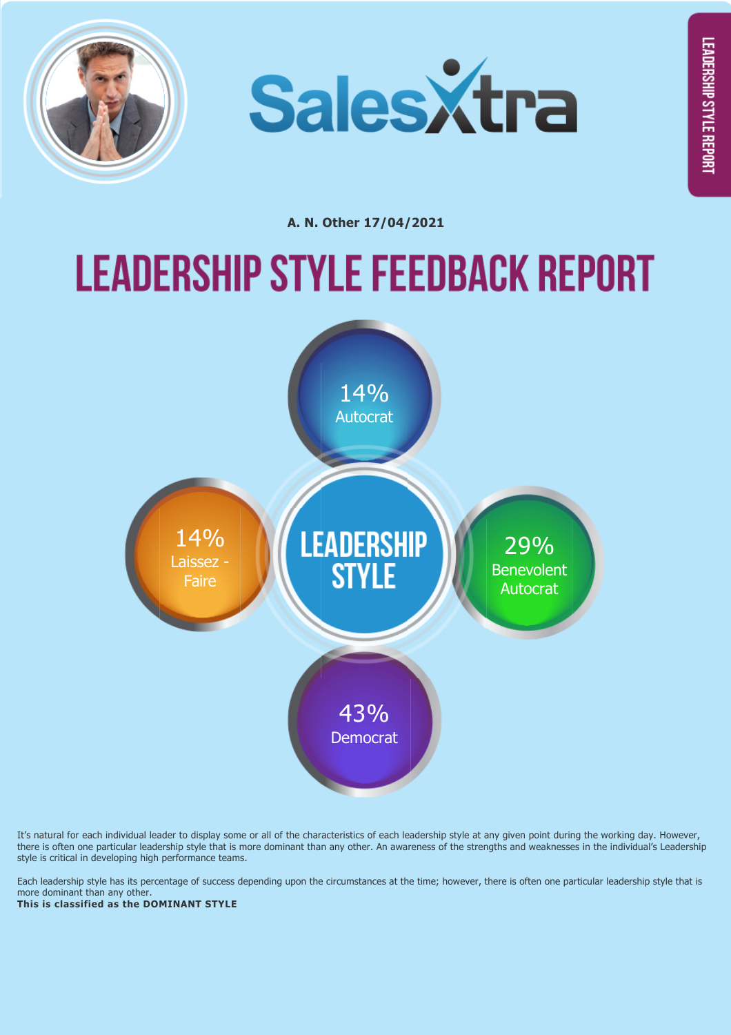SalesXtra

A. N. Other 17/04/2021

# LEADERSHIP STYLE FEEDBACK REPORT

LEADERSHIP STYLE

14%
Autocrat

14%
Laissez - Faire

29%
Benevolent Autocrat

43%
Democrat

It's natural for each individual leader to display some or all of the characteristics of each leadership style at any given point during the working day. However, there is often one particular leadership style that is more dominant than any other. An awareness of the strengths and weaknesses in the individual's Leadership style is critical in developing high performance teams.

Each leadership style has its percentage of success depending upon the circumstances at the time; however, there is often one particular leadership style that is more dominant than any other.
**This is classified as the DOMINANT STYLE**